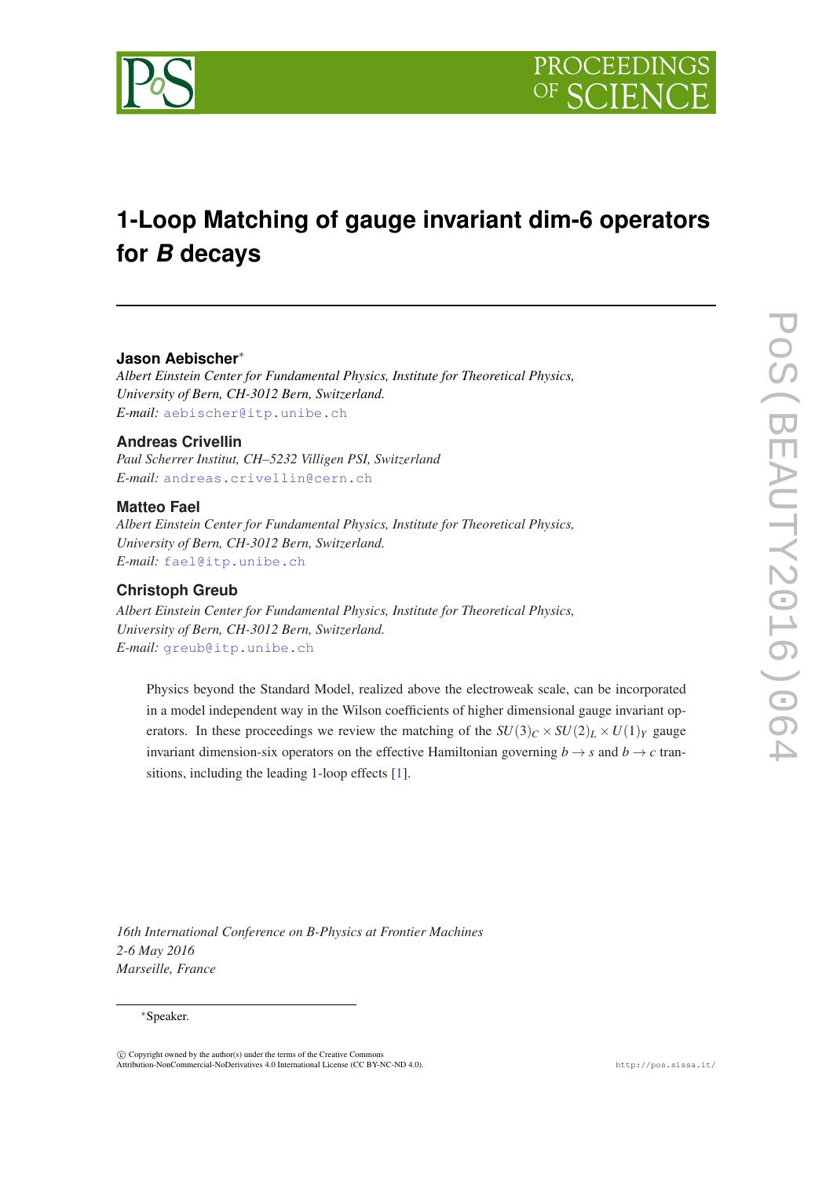# 1-Loop Matching of gauge invariant dim-6 operators for $B$ decays

**Jason Aebischer***

*Albert Einstein Center for Fundamental Physics, Institute for Theoretical Physics, University of Bern, CH-3012 Bern, Switzerland.*
*E-mail:* aebischer@itp.unibe.ch

**Andreas Crivellin**

*Paul Scherrer Institut, CH–5232 Villigen PSI, Switzerland*
*E-mail:* andreas.crivellin@cern.ch

**Matteo Fael**

*Albert Einstein Center for Fundamental Physics, Institute for Theoretical Physics, University of Bern, CH-3012 Bern, Switzerland.*
*E-mail:* fael@itp.unibe.ch

**Christoph Greub**

*Albert Einstein Center for Fundamental Physics, Institute for Theoretical Physics, University of Bern, CH-3012 Bern, Switzerland.*
*E-mail:* greub@itp.unibe.ch

Physics beyond the Standard Model, realized above the electroweak scale, can be incorporated in a model independent way in the Wilson coefficients of higher dimensional gauge invariant operators. In these proceedings we review the matching of the $SU(3)_C \times SU(2)_L \times U(1)_Y$ gauge invariant dimension-six operators on the effective Hamiltonian governing $b \to s$ and $b \to c$ transitions, including the leading 1-loop effects [1].

*16th International Conference on B-Physics at Frontier Machines*
*2-6 May 2016*
*Marseille, France*

*Speaker.

© Copyright owned by the author(s) under the terms of the Creative Commons Attribution-NonCommercial-NoDerivatives 4.0 International License (CC BY-NC-ND 4.0).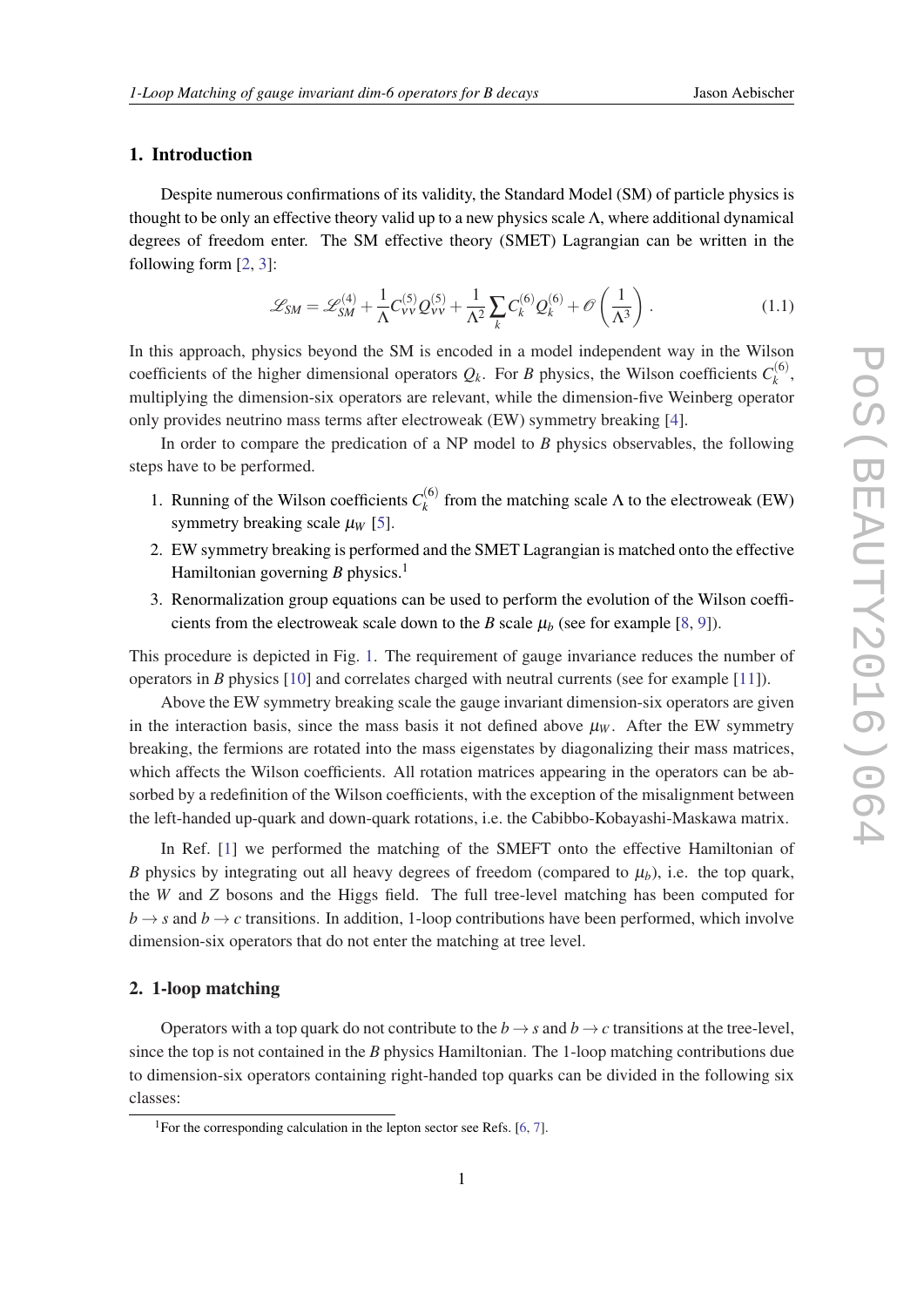## 1. Introduction

Despite numerous confirmations of its validity, the Standard Model (SM) of particle physics is thought to be only an effective theory valid up to a new physics scale $\Lambda$, where additional dynamical degrees of freedom enter. The SM effective theory (SMET) Lagrangian can be written in the following form [2, 3]:

$$\mathscr{L}_{SM} = \mathscr{L}_{SM}^{(4)} + \frac{1}{\Lambda} C_{\nu\nu}^{(5)} Q_{\nu\nu}^{(5)} + \frac{1}{\Lambda^2} \sum_k C_k^{(6)} Q_k^{(6)} + \mathscr{O}\left(\frac{1}{\Lambda^3}\right). \tag{1.1}$$

In this approach, physics beyond the SM is encoded in a model independent way in the Wilson coefficients of the higher dimensional operators $Q_k$. For $B$ physics, the Wilson coefficients $C_k^{(6)}$, multiplying the dimension-six operators are relevant, while the dimension-five Weinberg operator only provides neutrino mass terms after electroweak (EW) symmetry breaking [4].

In order to compare the predication of a NP model to $B$ physics observables, the following steps have to be performed.

1. Running of the Wilson coefficients $C_k^{(6)}$ from the matching scale $\Lambda$ to the electroweak (EW) symmetry breaking scale $\mu_W$ [5].
2. EW symmetry breaking is performed and the SMET Lagrangian is matched onto the effective Hamiltonian governing $B$ physics.[1]
3. Renormalization group equations can be used to perform the evolution of the Wilson coefficients from the electroweak scale down to the $B$ scale $\mu_b$ (see for example [8, 9]).

This procedure is depicted in Fig. 1. The requirement of gauge invariance reduces the number of operators in $B$ physics [10] and correlates charged with neutral currents (see for example [11]).

Above the EW symmetry breaking scale the gauge invariant dimension-six operators are given in the interaction basis, since the mass basis it not defined above $\mu_W$. After the EW symmetry breaking, the fermions are rotated into the mass eigenstates by diagonalizing their mass matrices, which affects the Wilson coefficients. All rotation matrices appearing in the operators can be absorbed by a redefinition of the Wilson coefficients, with the exception of the misalignment between the left-handed up-quark and down-quark rotations, i.e. the Cabibbo-Kobayashi-Maskawa matrix.

In Ref. [1] we performed the matching of the SMEFT onto the effective Hamiltonian of $B$ physics by integrating out all heavy degrees of freedom (compared to $\mu_b$), i.e. the top quark, the $W$ and $Z$ bosons and the Higgs field. The full tree-level matching has been computed for $b \to s$ and $b \to c$ transitions. In addition, 1-loop contributions have been performed, which involve dimension-six operators that do not enter the matching at tree level.

## 2. 1-loop matching

Operators with a top quark do not contribute to the $b \to s$ and $b \to c$ transitions at the tree-level, since the top is not contained in the $B$ physics Hamiltonian. The 1-loop matching contributions due to dimension-six operators containing right-handed top quarks can be divided in the following six classes:

[1] For the corresponding calculation in the lepton sector see Refs. [6, 7].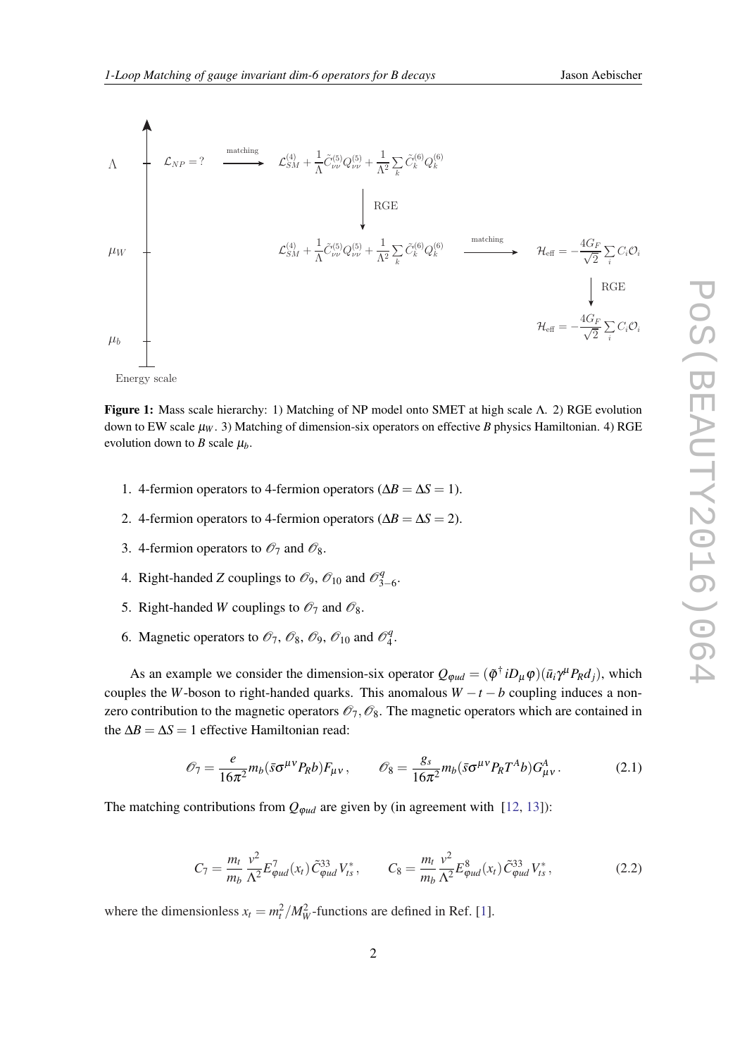**Figure 1:** Mass scale hierarchy: 1) Matching of NP model onto SMET at high scale $\Lambda$. 2) RGE evolution down to EW scale $\mu_W$. 3) Matching of dimension-six operators on effective $B$ physics Hamiltonian. 4) RGE evolution down to $B$ scale $\mu_b$.

1. 4-fermion operators to 4-fermion operators ($\Delta B = \Delta S = 1$).
2. 4-fermion operators to 4-fermion operators ($\Delta B = \Delta S = 2$).
3. 4-fermion operators to $\mathscr{O}_7$ and $\mathscr{O}_8$.
4. Right-handed $Z$ couplings to $\mathscr{O}_9$, $\mathscr{O}_{10}$ and $\mathscr{O}^q_{3-6}$.
5. Right-handed $W$ couplings to $\mathscr{O}_7$ and $\mathscr{O}_8$.
6. Magnetic operators to $\mathscr{O}_7$, $\mathscr{O}_8$, $\mathscr{O}_9$, $\mathscr{O}_{10}$ and $\mathscr{O}^q_4$.

As an example we consider the dimension-six operator $Q_{\varphi ud} = (\tilde{\varphi}^\dagger iD_\mu \varphi)(\bar{u}_i \gamma^\mu P_R d_j)$, which couples the $W$-boson to right-handed quarks. This anomalous $W - t - b$ coupling induces a non-zero contribution to the magnetic operators $\mathscr{O}_7, \mathscr{O}_8$. The magnetic operators which are contained in the $\Delta B = \Delta S = 1$ effective Hamiltonian read:

$$\mathscr{O}_7 = \frac{e}{16\pi^2} m_b (\bar{s}\sigma^{\mu\nu} P_R b) F_{\mu\nu}\,, \qquad \mathscr{O}_8 = \frac{g_s}{16\pi^2} m_b (\bar{s}\sigma^{\mu\nu} P_R T^A b) G^A_{\mu\nu}\,. \tag{2.1}$$

The matching contributions from $Q_{\varphi ud}$ are given by (in agreement with [12, 13]):

$$C_7 = \frac{m_t}{m_b} \frac{v^2}{\Lambda^2} E^7_{\varphi ud}(x_t)\, \tilde{C}^{33}_{\varphi ud} V^*_{ts}\,, \qquad C_8 = \frac{m_t}{m_b} \frac{v^2}{\Lambda^2} E^8_{\varphi ud}(x_t)\, \tilde{C}^{33}_{\varphi ud} V^*_{ts}\,, \tag{2.2}$$

where the dimensionless $x_t = m_t^2/M_W^2$-functions are defined in Ref. [1].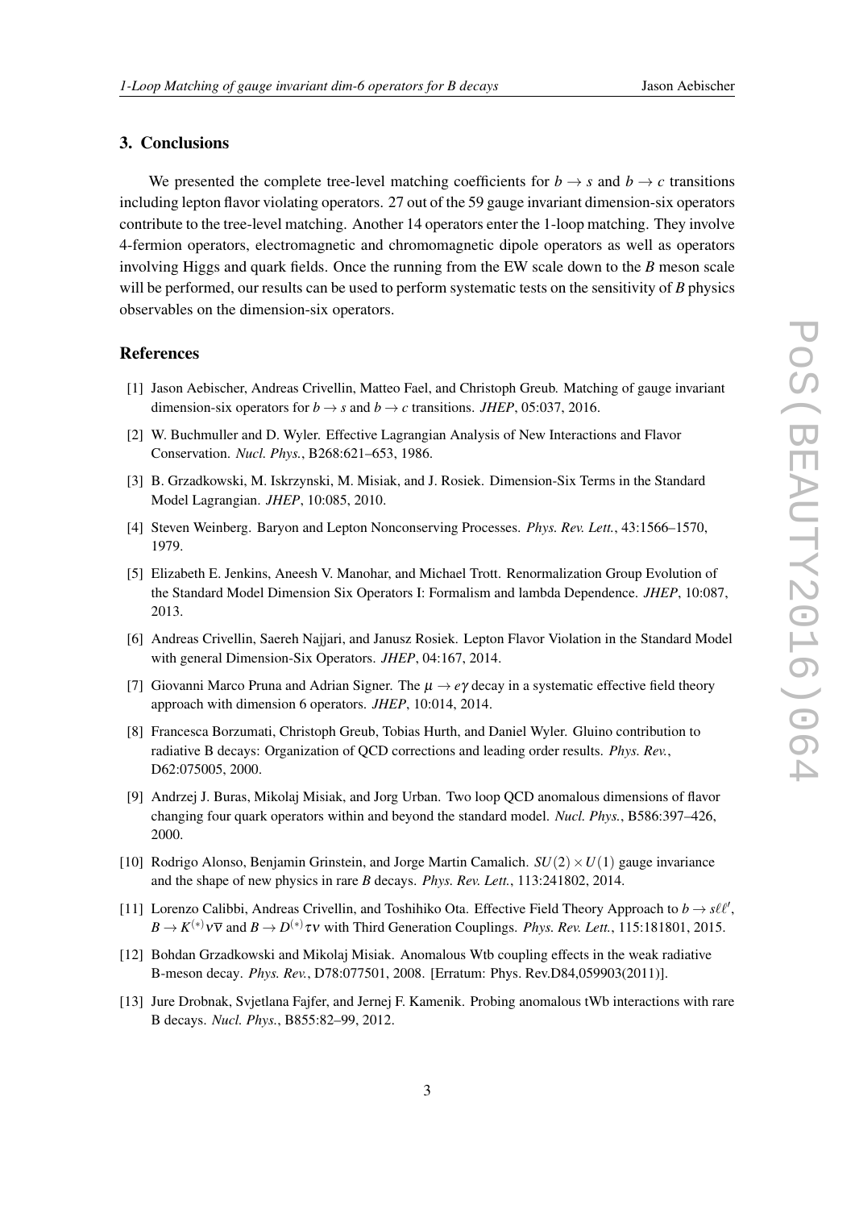## 3. Conclusions

We presented the complete tree-level matching coefficients for $b \to s$ and $b \to c$ transitions including lepton flavor violating operators. 27 out of the 59 gauge invariant dimension-six operators contribute to the tree-level matching. Another 14 operators enter the 1-loop matching. They involve 4-fermion operators, electromagnetic and chromomagnetic dipole operators as well as operators involving Higgs and quark fields. Once the running from the EW scale down to the *B* meson scale will be performed, our results can be used to perform systematic tests on the sensitivity of *B* physics observables on the dimension-six operators.

## References

[1] Jason Aebischer, Andreas Crivellin, Matteo Fael, and Christoph Greub. Matching of gauge invariant dimension-six operators for $b \to s$ and $b \to c$ transitions. *JHEP*, 05:037, 2016.

[2] W. Buchmuller and D. Wyler. Effective Lagrangian Analysis of New Interactions and Flavor Conservation. *Nucl. Phys.*, B268:621–653, 1986.

[3] B. Grzadkowski, M. Iskrzynski, M. Misiak, and J. Rosiek. Dimension-Six Terms in the Standard Model Lagrangian. *JHEP*, 10:085, 2010.

[4] Steven Weinberg. Baryon and Lepton Nonconserving Processes. *Phys. Rev. Lett.*, 43:1566–1570, 1979.

[5] Elizabeth E. Jenkins, Aneesh V. Manohar, and Michael Trott. Renormalization Group Evolution of the Standard Model Dimension Six Operators I: Formalism and lambda Dependence. *JHEP*, 10:087, 2013.

[6] Andreas Crivellin, Saereh Najjari, and Janusz Rosiek. Lepton Flavor Violation in the Standard Model with general Dimension-Six Operators. *JHEP*, 04:167, 2014.

[7] Giovanni Marco Pruna and Adrian Signer. The $\mu \to e\gamma$ decay in a systematic effective field theory approach with dimension 6 operators. *JHEP*, 10:014, 2014.

[8] Francesca Borzumati, Christoph Greub, Tobias Hurth, and Daniel Wyler. Gluino contribution to radiative B decays: Organization of QCD corrections and leading order results. *Phys. Rev.*, D62:075005, 2000.

[9] Andrzej J. Buras, Mikolaj Misiak, and Jorg Urban. Two loop QCD anomalous dimensions of flavor changing four quark operators within and beyond the standard model. *Nucl. Phys.*, B586:397–426, 2000.

[10] Rodrigo Alonso, Benjamin Grinstein, and Jorge Martin Camalich. $SU(2) \times U(1)$ gauge invariance and the shape of new physics in rare *B* decays. *Phys. Rev. Lett.*, 113:241802, 2014.

[11] Lorenzo Calibbi, Andreas Crivellin, and Toshihiko Ota. Effective Field Theory Approach to $b \to s\ell\ell'$, $B \to K^{(*)}\nu\bar{\nu}$ and $B \to D^{(*)}\tau\nu$ with Third Generation Couplings. *Phys. Rev. Lett.*, 115:181801, 2015.

[12] Bohdan Grzadkowski and Mikolaj Misiak. Anomalous Wtb coupling effects in the weak radiative B-meson decay. *Phys. Rev.*, D78:077501, 2008. [Erratum: Phys. Rev.D84,059903(2011)].

[13] Jure Drobnak, Svjetlana Fajfer, and Jernej F. Kamenik. Probing anomalous tWb interactions with rare B decays. *Nucl. Phys.*, B855:82–99, 2012.